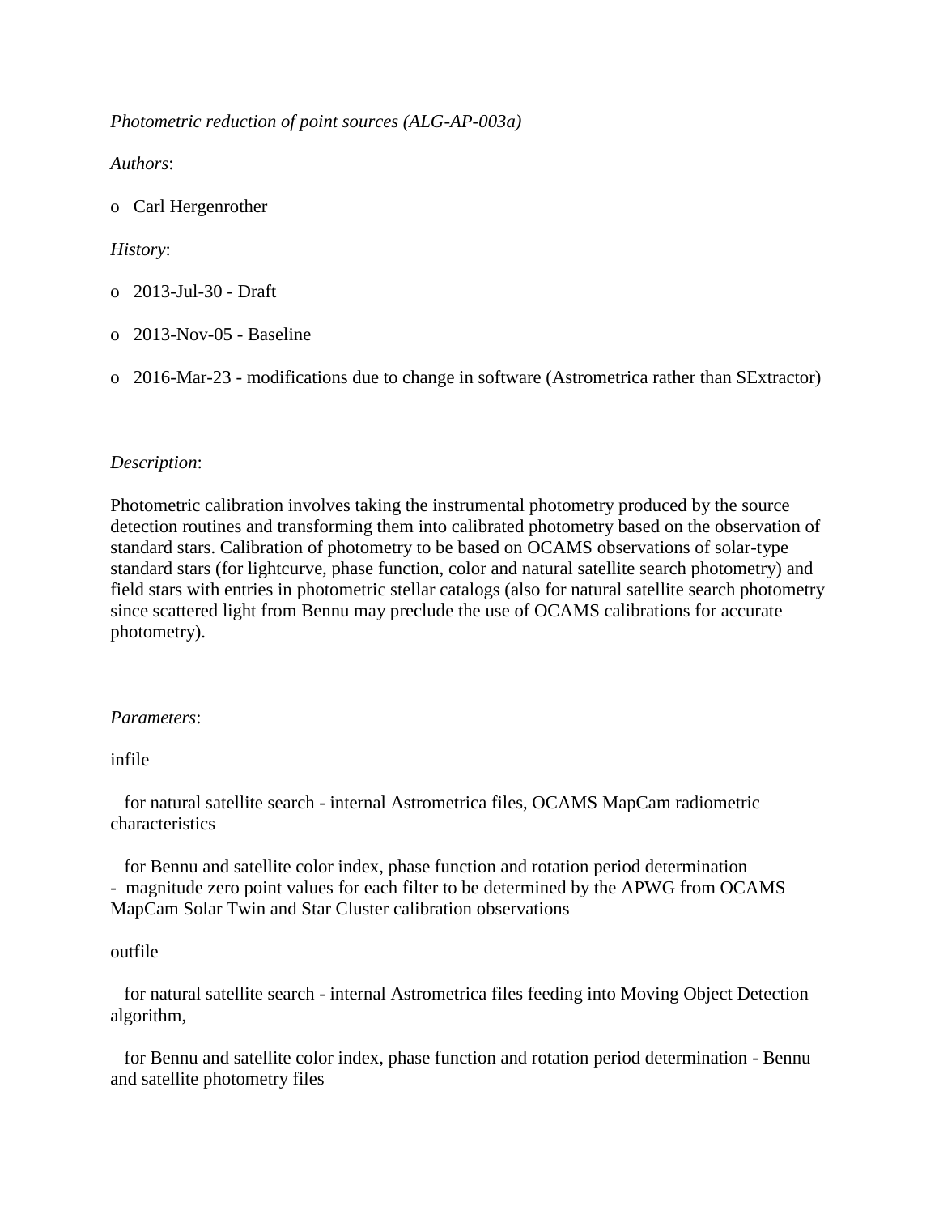*Photometric reduction of point sources (ALG-AP-003a)*

*Authors*:

- Carl Hergenrother

*History*:

- 2013-Jul-30 - Draft
- 2013-Nov-05 - Baseline
- 2016-Mar-23 - modifications due to change in software (Astrometrica rather than SExtractor)

*Description*:

Photometric calibration involves taking the instrumental photometry produced by the source detection routines and transforming them into calibrated photometry based on the observation of standard stars. Calibration of photometry to be based on OCAMS observations of solar-type standard stars (for lightcurve, phase function, color and natural satellite search photometry) and field stars with entries in photometric stellar catalogs (also for natural satellite search photometry since scattered light from Bennu may preclude the use of OCAMS calibrations for accurate photometry).

*Parameters*:

infile

– for natural satellite search - internal Astrometrica files, OCAMS MapCam radiometric characteristics

– for Bennu and satellite color index, phase function and rotation period determination - magnitude zero point values for each filter to be determined by the APWG from OCAMS MapCam Solar Twin and Star Cluster calibration observations

outfile

– for natural satellite search - internal Astrometrica files feeding into Moving Object Detection algorithm,

– for Bennu and satellite color index, phase function and rotation period determination - Bennu and satellite photometry files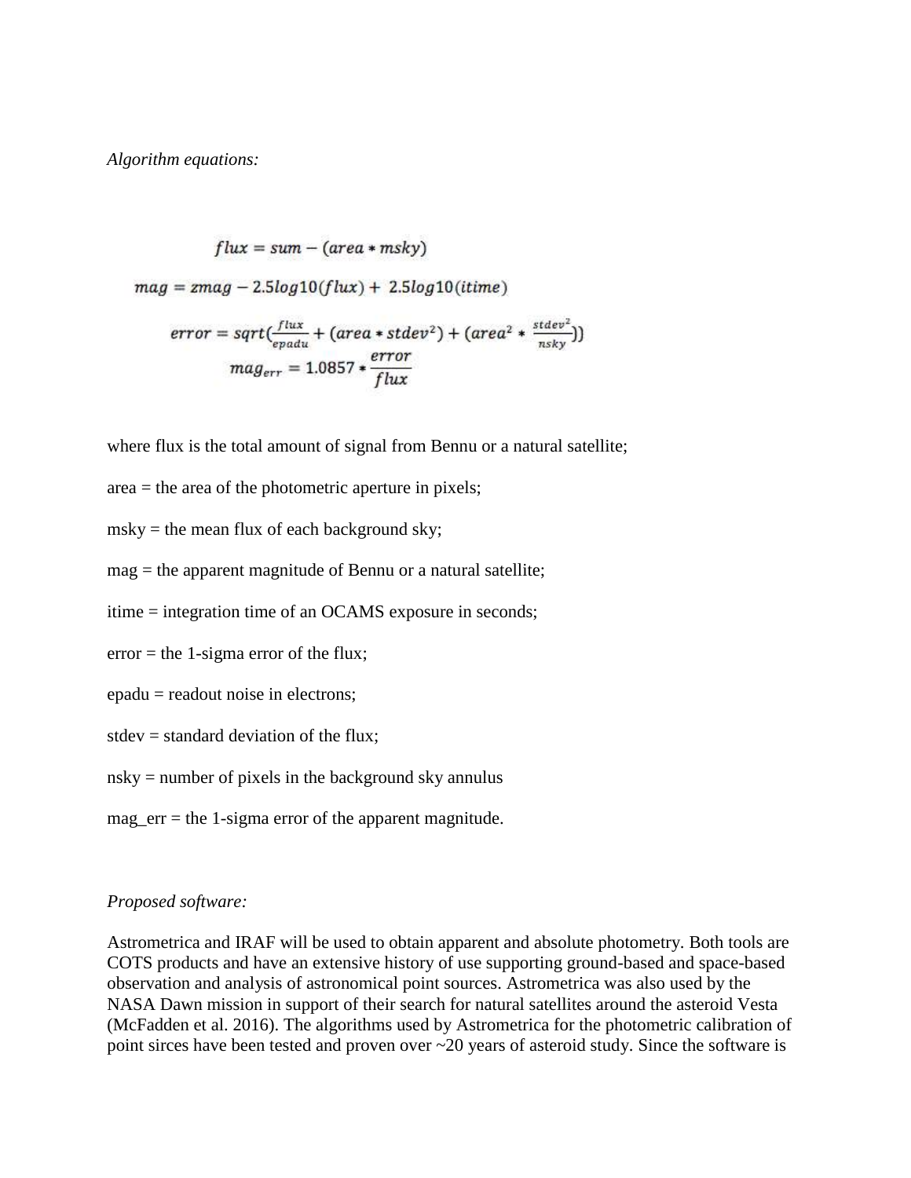*Algorithm equations:*

$$flux = sum - (area * msky)$$

$$mag = zmag - 2.5log10(flux) + 2.5log10(itime)$$

$$error = sqrt(\frac{flux}{epadu} + (area * stdev^2) + (area^2 * \frac{stdev^2}{nsky}))$$

$$mag_{err} = 1.0857 * \frac{error}{flux}$$

where flux is the total amount of signal from Bennu or a natural satellite;

area = the area of the photometric aperture in pixels;

msky = the mean flux of each background sky;

mag = the apparent magnitude of Bennu or a natural satellite;

itime = integration time of an OCAMS exposure in seconds;

error = the 1-sigma error of the flux;

epadu = readout noise in electrons;

stdev = standard deviation of the flux;

nsky = number of pixels in the background sky annulus

mag_err = the 1-sigma error of the apparent magnitude.

*Proposed software:*

Astrometrica and IRAF will be used to obtain apparent and absolute photometry. Both tools are COTS products and have an extensive history of use supporting ground-based and space-based observation and analysis of astronomical point sources. Astrometrica was also used by the NASA Dawn mission in support of their search for natural satellites around the asteroid Vesta (McFadden et al. 2016). The algorithms used by Astrometrica for the photometric calibration of point sirces have been tested and proven over ~20 years of asteroid study. Since the software is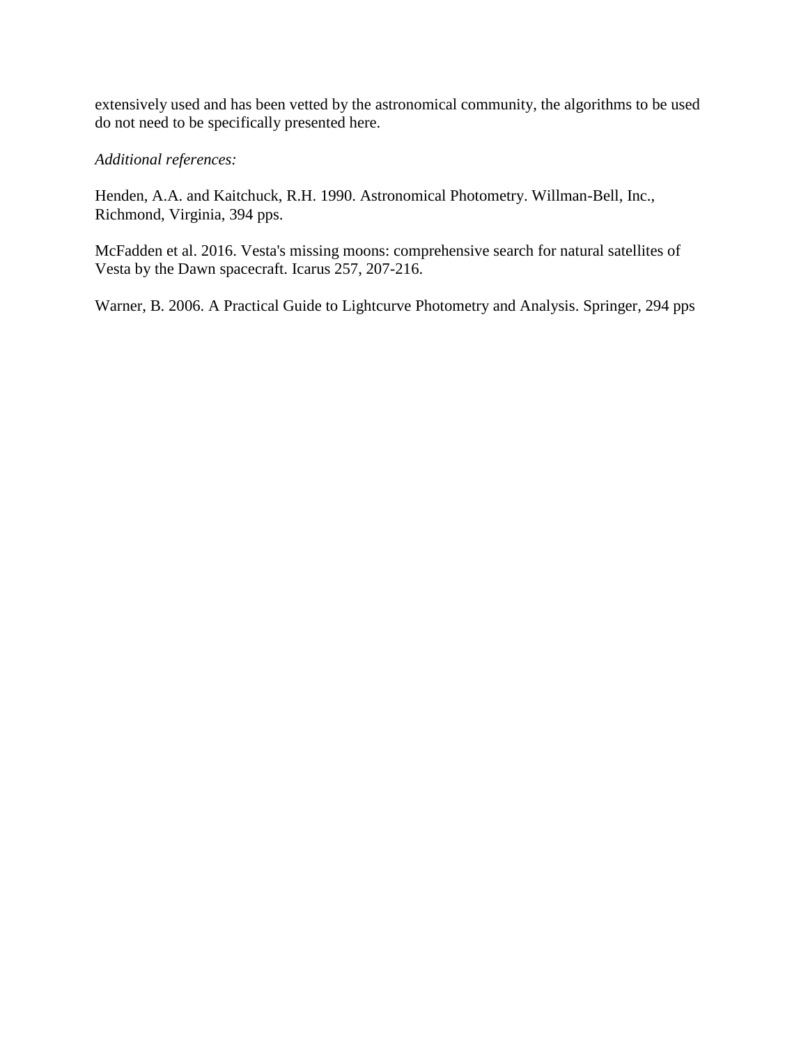extensively used and has been vetted by the astronomical community, the algorithms to be used do not need to be specifically presented here.

*Additional references:*

Henden, A.A. and Kaitchuck, R.H. 1990. Astronomical Photometry. Willman-Bell, Inc., Richmond, Virginia, 394 pps.

McFadden et al. 2016. Vesta's missing moons: comprehensive search for natural satellites of Vesta by the Dawn spacecraft. Icarus 257, 207-216.

Warner, B. 2006. A Practical Guide to Lightcurve Photometry and Analysis. Springer, 294 pps